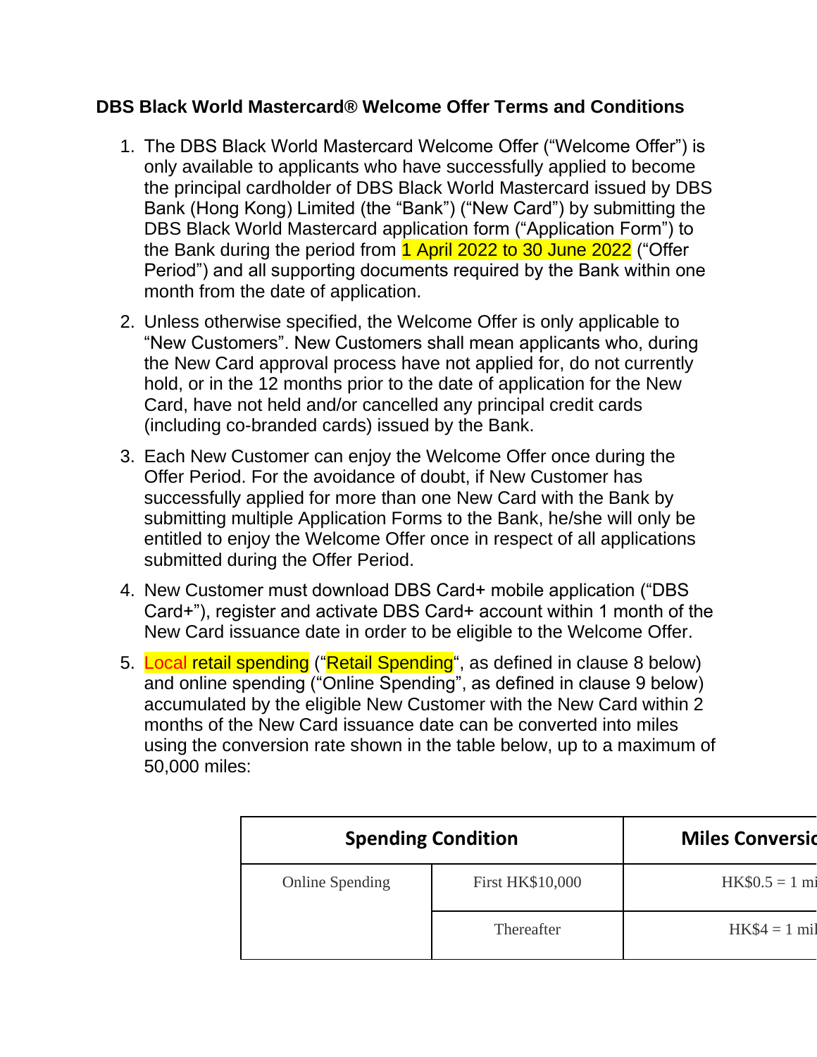**DBS Black World Mastercard® Welcome Offer Terms and Conditions**

1. The DBS Black World Mastercard Welcome Offer ("Welcome Offer") is only available to applicants who have successfully applied to become the principal cardholder of DBS Black World Mastercard issued by DBS Bank (Hong Kong) Limited (the "Bank") ("New Card") by submitting the DBS Black World Mastercard application form ("Application Form") to the Bank during the period from 1 April 2022 to 30 June 2022 ("Offer Period") and all supporting documents required by the Bank within one month from the date of application.

2. Unless otherwise specified, the Welcome Offer is only applicable to "New Customers". New Customers shall mean applicants who, during the New Card approval process have not applied for, do not currently hold, or in the 12 months prior to the date of application for the New Card, have not held and/or cancelled any principal credit cards (including co-branded cards) issued by the Bank.

3. Each New Customer can enjoy the Welcome Offer once during the Offer Period. For the avoidance of doubt, if New Customer has successfully applied for more than one New Card with the Bank by submitting multiple Application Forms to the Bank, he/she will only be entitled to enjoy the Welcome Offer once in respect of all applications submitted during the Offer Period.

4. New Customer must download DBS Card+ mobile application ("DBS Card+"), register and activate DBS Card+ account within 1 month of the New Card issuance date in order to be eligible to the Welcome Offer.

5. Local retail spending ("Retail Spending", as defined in clause 8 below) and online spending ("Online Spending", as defined in clause 9 below) accumulated by the eligible New Customer with the New Card within 2 months of the New Card issuance date can be converted into miles using the conversion rate shown in the table below, up to a maximum of 50,000 miles:

| Spending Condition | | Miles Conversio |
|---|---|---|
| Online Spending | First HK$10,000 | HK$0.5 = 1 mi |
| | Thereafter | HK$4 = 1 mil |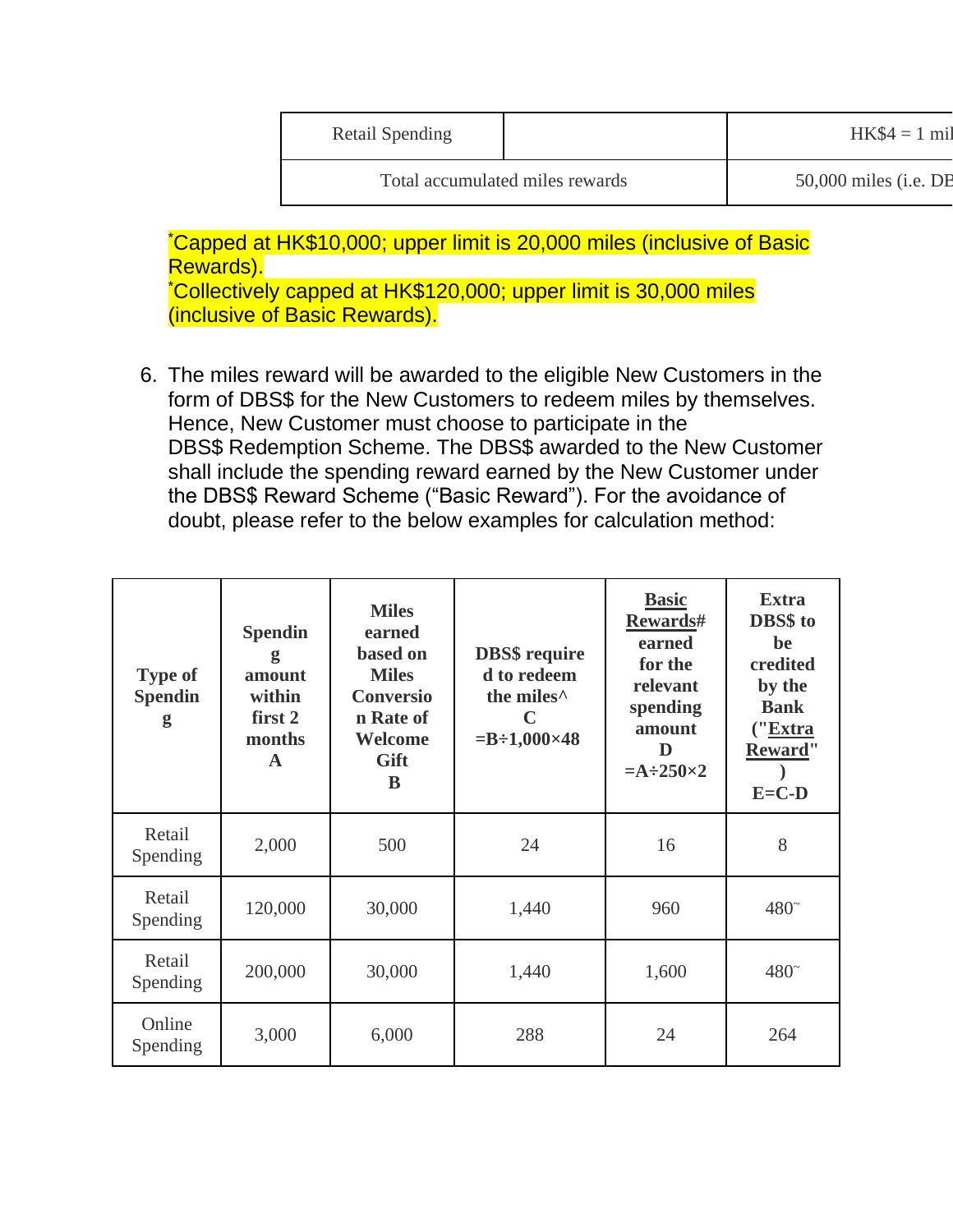| Retail Spending | | HK$4 = 1 mil |
| --- | --- | --- |
| Total accumulated miles rewards | | 50,000 miles (i.e. DE |

*Capped at HK$10,000; upper limit is 20,000 miles (inclusive of Basic Rewards).
*Collectively capped at HK$120,000; upper limit is 30,000 miles (inclusive of Basic Rewards).

6. The miles reward will be awarded to the eligible New Customers in the form of DBS$ for the New Customers to redeem miles by themselves. Hence, New Customer must choose to participate in the DBS$ Redemption Scheme. The DBS$ awarded to the New Customer shall include the spending reward earned by the New Customer under the DBS$ Reward Scheme ("Basic Reward"). For the avoidance of doubt, please refer to the below examples for calculation method:

| Type of Spending | Spending amount within first 2 months A | Miles earned based on Miles Conversion Rate of Welcome Gift B | DBS$ required to redeem the miles^ C =B÷1,000×48 | Basic Rewards# earned for the relevant spending amount D =A÷250×2 | Extra DBS$ to be credited by the Bank ("Extra Reward") E=C-D |
| --- | --- | --- | --- | --- | --- |
| Retail Spending | 2,000 | 500 | 24 | 16 | 8 |
| Retail Spending | 120,000 | 30,000 | 1,440 | 960 | 480~ |
| Retail Spending | 200,000 | 30,000 | 1,440 | 1,600 | 480~ |
| Online Spending | 3,000 | 6,000 | 288 | 24 | 264 |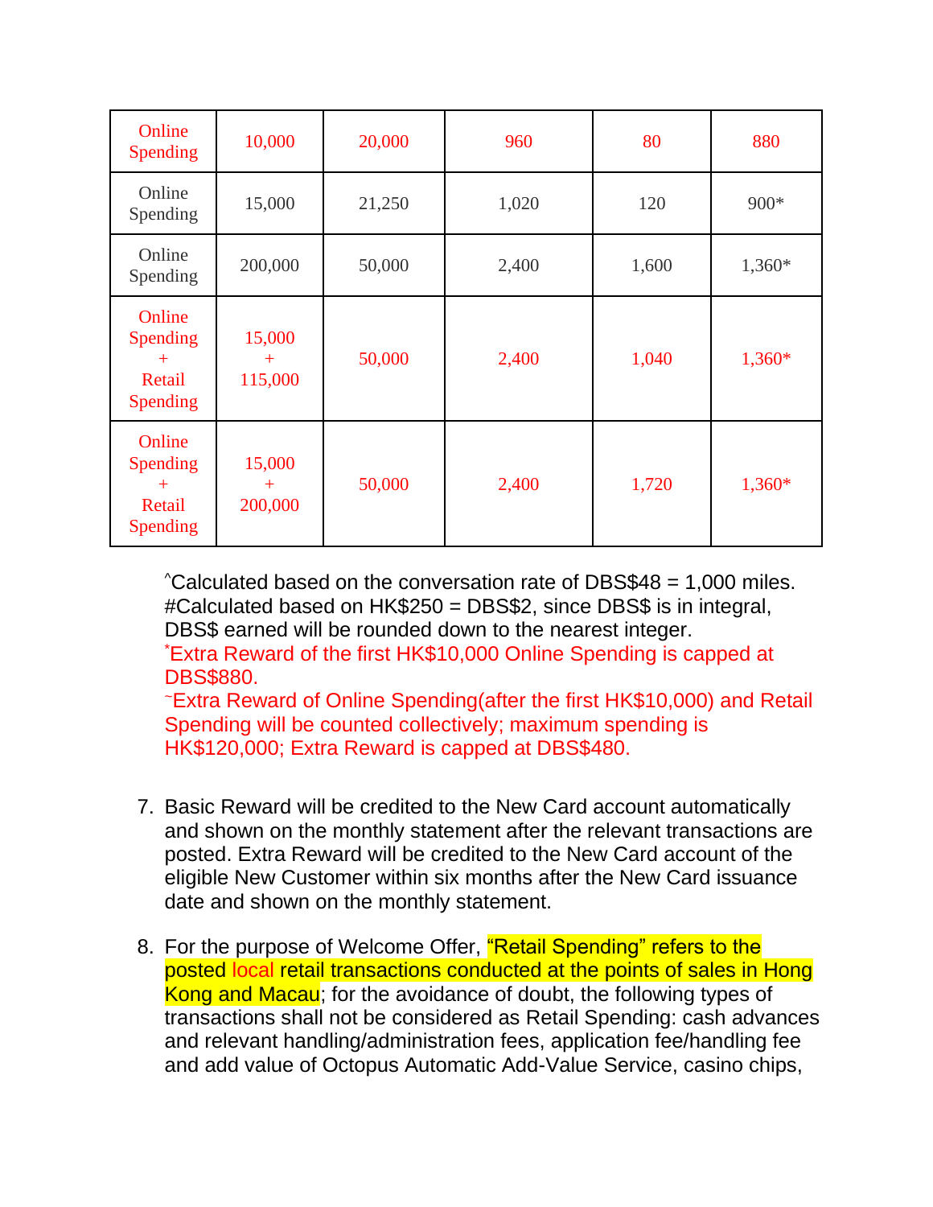| Online Spending | 10,000 | 20,000 | 960 | 80 | 880 |
|---|---|---|---|---|---|
| Online Spending | 15,000 | 21,250 | 1,020 | 120 | 900* |
| Online Spending | 200,000 | 50,000 | 2,400 | 1,600 | 1,360* |
| Online Spending + Retail Spending | 15,000 + 115,000 | 50,000 | 2,400 | 1,040 | 1,360* |
| Online Spending + Retail Spending | 15,000 + 200,000 | 50,000 | 2,400 | 1,720 | 1,360* |

^Calculated based on the conversation rate of DBS$48 = 1,000 miles.
#Calculated based on HK$250 = DBS$2, since DBS$ is in integral, DBS$ earned will be rounded down to the nearest integer.
*Extra Reward of the first HK$10,000 Online Spending is capped at DBS$880.
~Extra Reward of Online Spending(after the first HK$10,000) and Retail Spending will be counted collectively; maximum spending is HK$120,000; Extra Reward is capped at DBS$480.

7. Basic Reward will be credited to the New Card account automatically and shown on the monthly statement after the relevant transactions are posted. Extra Reward will be credited to the New Card account of the eligible New Customer within six months after the New Card issuance date and shown on the monthly statement.

8. For the purpose of Welcome Offer, "Retail Spending" refers to the posted local retail transactions conducted at the points of sales in Hong Kong and Macau; for the avoidance of doubt, the following types of transactions shall not be considered as Retail Spending: cash advances and relevant handling/administration fees, application fee/handling fee and add value of Octopus Automatic Add-Value Service, casino chips,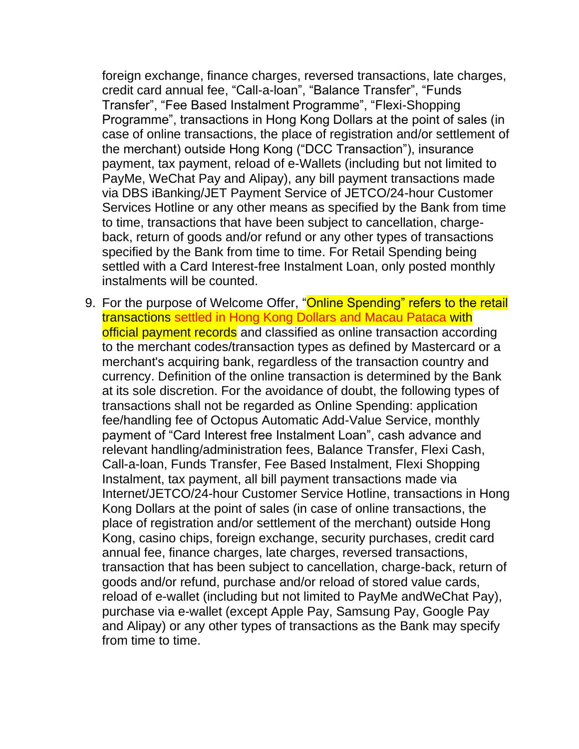foreign exchange, finance charges, reversed transactions, late charges, credit card annual fee, “Call-a-loan”, “Balance Transfer”, “Funds Transfer”, “Fee Based Instalment Programme”, “Flexi-Shopping Programme”, transactions in Hong Kong Dollars at the point of sales (in case of online transactions, the place of registration and/or settlement of the merchant) outside Hong Kong (“DCC Transaction”), insurance payment, tax payment, reload of e-Wallets (including but not limited to PayMe, WeChat Pay and Alipay), any bill payment transactions made via DBS iBanking/JET Payment Service of JETCO/24-hour Customer Services Hotline or any other means as specified by the Bank from time to time, transactions that have been subject to cancellation, charge-back, return of goods and/or refund or any other types of transactions specified by the Bank from time to time. For Retail Spending being settled with a Card Interest-free Instalment Loan, only posted monthly instalments will be counted.

9. For the purpose of Welcome Offer, “Online Spending” refers to the retail transactions settled in Hong Kong Dollars and Macau Pataca with official payment records and classified as online transaction according to the merchant codes/transaction types as defined by Mastercard or a merchant's acquiring bank, regardless of the transaction country and currency. Definition of the online transaction is determined by the Bank at its sole discretion. For the avoidance of doubt, the following types of transactions shall not be regarded as Online Spending: application fee/handling fee of Octopus Automatic Add-Value Service, monthly payment of “Card Interest free Instalment Loan”, cash advance and relevant handling/administration fees, Balance Transfer, Flexi Cash, Call-a-loan, Funds Transfer, Fee Based Instalment, Flexi Shopping Instalment, tax payment, all bill payment transactions made via Internet/JETCO/24-hour Customer Service Hotline, transactions in Hong Kong Dollars at the point of sales (in case of online transactions, the place of registration and/or settlement of the merchant) outside Hong Kong, casino chips, foreign exchange, security purchases, credit card annual fee, finance charges, late charges, reversed transactions, transaction that has been subject to cancellation, charge-back, return of goods and/or refund, purchase and/or reload of stored value cards, reload of e-wallet (including but not limited to PayMe andWeChat Pay), purchase via e-wallet (except Apple Pay, Samsung Pay, Google Pay and Alipay) or any other types of transactions as the Bank may specify from time to time.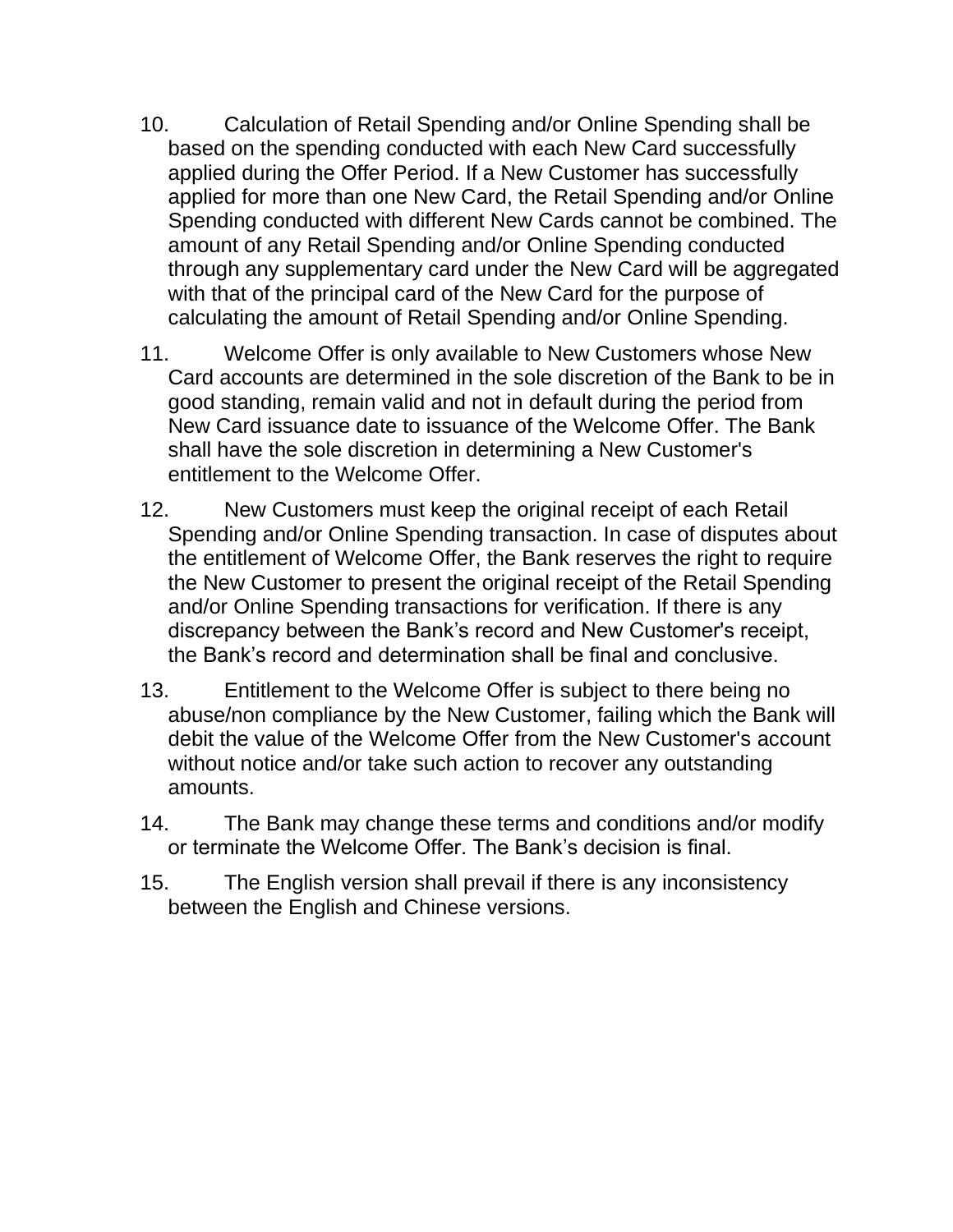10. Calculation of Retail Spending and/or Online Spending shall be based on the spending conducted with each New Card successfully applied during the Offer Period. If a New Customer has successfully applied for more than one New Card, the Retail Spending and/or Online Spending conducted with different New Cards cannot be combined. The amount of any Retail Spending and/or Online Spending conducted through any supplementary card under the New Card will be aggregated with that of the principal card of the New Card for the purpose of calculating the amount of Retail Spending and/or Online Spending.

11. Welcome Offer is only available to New Customers whose New Card accounts are determined in the sole discretion of the Bank to be in good standing, remain valid and not in default during the period from New Card issuance date to issuance of the Welcome Offer. The Bank shall have the sole discretion in determining a New Customer's entitlement to the Welcome Offer.

12. New Customers must keep the original receipt of each Retail Spending and/or Online Spending transaction. In case of disputes about the entitlement of Welcome Offer, the Bank reserves the right to require the New Customer to present the original receipt of the Retail Spending and/or Online Spending transactions for verification. If there is any discrepancy between the Bank's record and New Customer's receipt, the Bank's record and determination shall be final and conclusive.

13. Entitlement to the Welcome Offer is subject to there being no abuse/non compliance by the New Customer, failing which the Bank will debit the value of the Welcome Offer from the New Customer's account without notice and/or take such action to recover any outstanding amounts.

14. The Bank may change these terms and conditions and/or modify or terminate the Welcome Offer. The Bank's decision is final.

15. The English version shall prevail if there is any inconsistency between the English and Chinese versions.